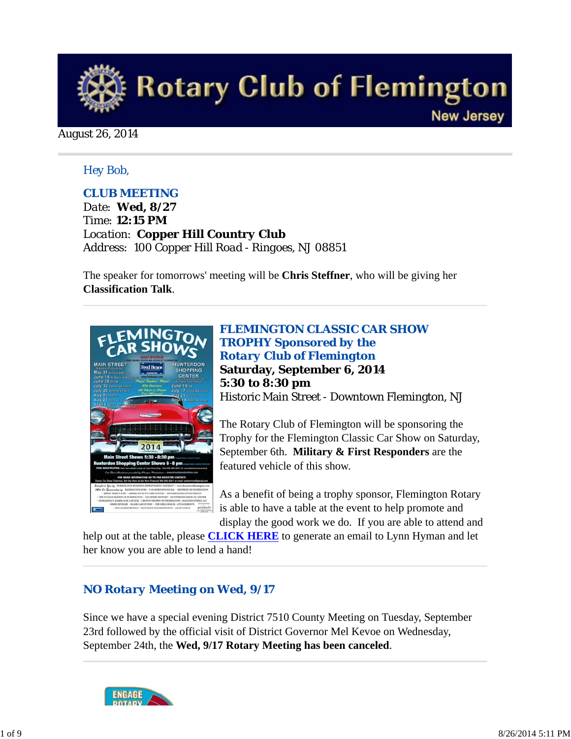# Rotary Club of Flemington

New Jersey

August 26, 2014

Hey Bob,

## CLUB MEETING

Date: **Wed, 8/27**
Time: **12:15 PM**
Location: **Copper Hill Country Club**
Address: 100 Copper Hill Road - Ringoes, NJ 08851

The speaker for tomorrows' meeting will be **Chris Steffner**, who will be giving her **Classification Talk**.

## FLEMINGTON CLASSIC CAR SHOW TROPHY Sponsored by the Rotary Club of Flemington

**Saturday, September 6, 2014**
**5:30 to 8:30 pm**
Historic Main Street - Downtown Flemington, NJ

The Rotary Club of Flemington will be sponsoring the Trophy for the Flemington Classic Car Show on Saturday, September 6th. **Military & First Responders** are the featured vehicle of this show.

As a benefit of being a trophy sponsor, Flemington Rotary is able to have a table at the event to help promote and display the good work we do. If you are able to attend and help out at the table, please **CLICK HERE** to generate an email to Lynn Hyman and let her know you are able to lend a hand!

## NO Rotary Meeting on Wed, 9/17

Since we have a special evening District 7510 County Meeting on Tuesday, September 23rd followed by the official visit of District Governor Mel Kevoe on Wednesday, September 24th, the **Wed, 9/17 Rotary Meeting has been canceled**.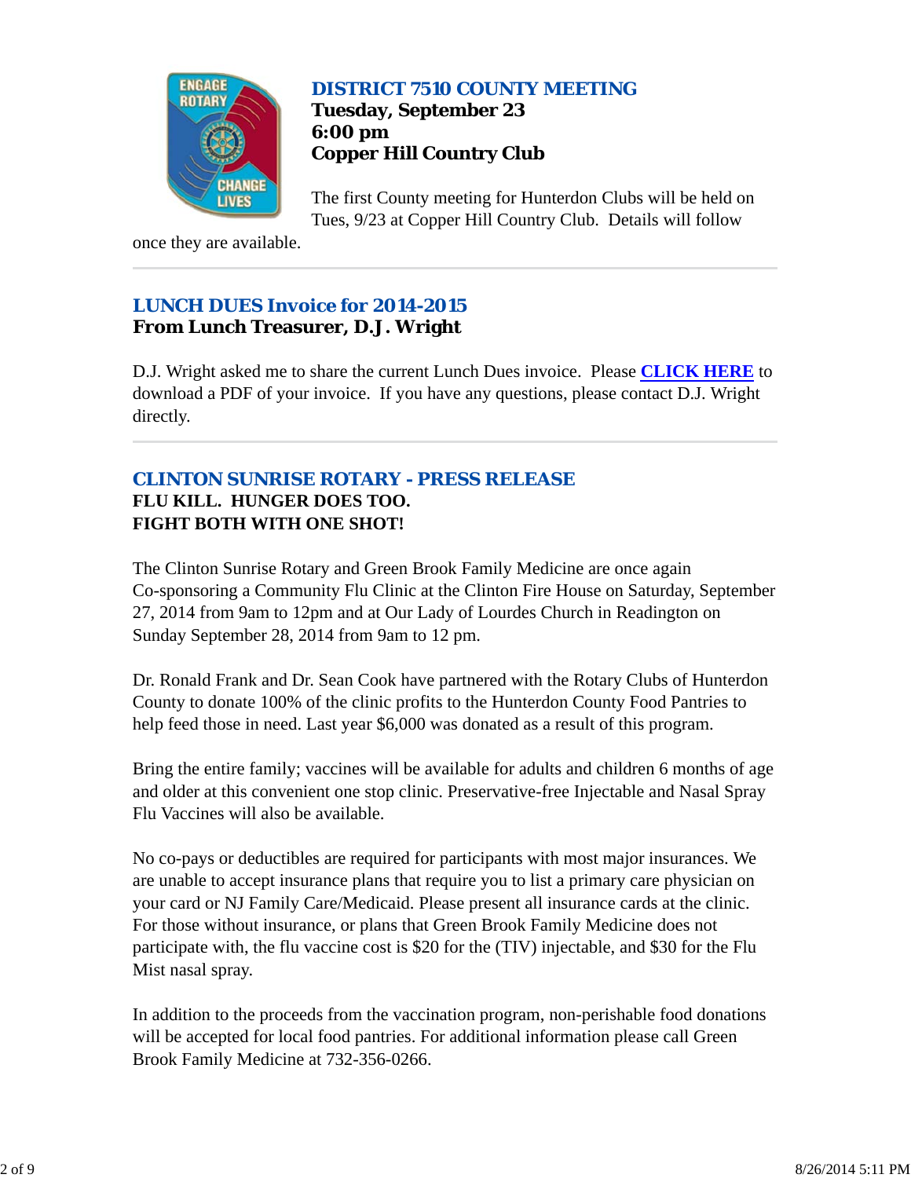## DISTRICT 7510 COUNTY MEETING

**Tuesday, September 23**
**6:00 pm**
**Copper Hill Country Club**

The first County meeting for Hunterdon Clubs will be held on Tues, 9/23 at Copper Hill Country Club. Details will follow once they are available.

---

## LUNCH DUES Invoice for 2014-2015

**From Lunch Treasurer, D.J. Wright**

D.J. Wright asked me to share the current Lunch Dues invoice. Please **CLICK HERE** to download a PDF of your invoice. If you have any questions, please contact D.J. Wright directly.

---

## CLINTON SUNRISE ROTARY - PRESS RELEASE

**FLU KILL. HUNGER DOES TOO.**
**FIGHT BOTH WITH ONE SHOT!**

The Clinton Sunrise Rotary and Green Brook Family Medicine are once again Co-sponsoring a Community Flu Clinic at the Clinton Fire House on Saturday, September 27, 2014 from 9am to 12pm and at Our Lady of Lourdes Church in Readington on Sunday September 28, 2014 from 9am to 12 pm.

Dr. Ronald Frank and Dr. Sean Cook have partnered with the Rotary Clubs of Hunterdon County to donate 100% of the clinic profits to the Hunterdon County Food Pantries to help feed those in need. Last year $6,000 was donated as a result of this program.

Bring the entire family; vaccines will be available for adults and children 6 months of age and older at this convenient one stop clinic. Preservative-free Injectable and Nasal Spray Flu Vaccines will also be available.

No co-pays or deductibles are required for participants with most major insurances. We are unable to accept insurance plans that require you to list a primary care physician on your card or NJ Family Care/Medicaid. Please present all insurance cards at the clinic. For those without insurance, or plans that Green Brook Family Medicine does not participate with, the flu vaccine cost is $20 for the (TIV) injectable, and $30 for the Flu Mist nasal spray.

In addition to the proceeds from the vaccination program, non-perishable food donations will be accepted for local food pantries. For additional information please call Green Brook Family Medicine at 732-356-0266.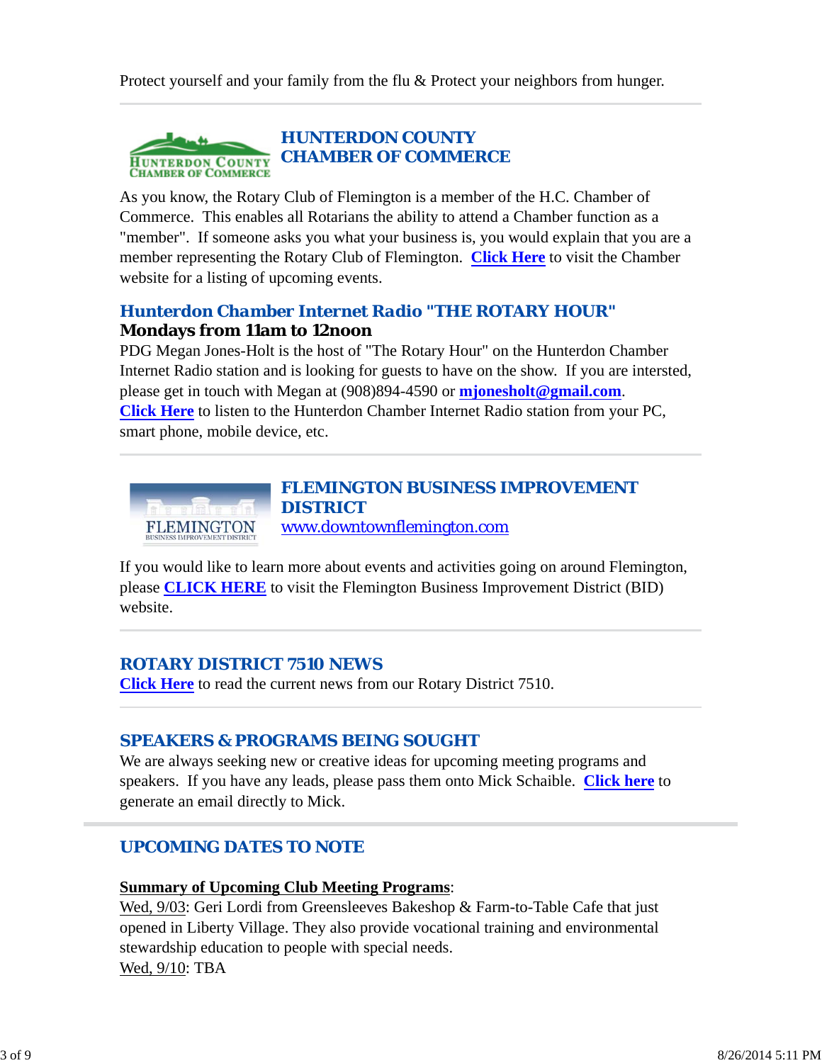Protect yourself and your family from the flu & Protect your neighbors from hunger.

---

## HUNTERDON COUNTY CHAMBER OF COMMERCE

As you know, the Rotary Club of Flemington is a member of the H.C. Chamber of Commerce. This enables all Rotarians the ability to attend a Chamber function as a "member". If someone asks you what your business is, you would explain that you are a member representing the Rotary Club of Flemington. **Click Here** to visit the Chamber website for a listing of upcoming events.

### Hunterdon Chamber Internet Radio "THE ROTARY HOUR"

**Mondays from 11am to 12noon**

PDG Megan Jones-Holt is the host of "The Rotary Hour" on the Hunterdon Chamber Internet Radio station and is looking for guests to have on the show. If you are intersted, please get in touch with Megan at (908)894-4590 or **mjonesholt@gmail.com**.
**Click Here** to listen to the Hunterdon Chamber Internet Radio station from your PC, smart phone, mobile device, etc.

---

## FLEMINGTON BUSINESS IMPROVEMENT DISTRICT

www.downtownflemington.com

If you would like to learn more about events and activities going on around Flemington, please **CLICK HERE** to visit the Flemington Business Improvement District (BID) website.

---

## ROTARY DISTRICT 7510 NEWS

**Click Here** to read the current news from our Rotary District 7510.

---

## SPEAKERS & PROGRAMS BEING SOUGHT

We are always seeking new or creative ideas for upcoming meeting programs and speakers. If you have any leads, please pass them onto Mick Schaible. **Click here** to generate an email directly to Mick.

---

## UPCOMING DATES TO NOTE

**Summary of Upcoming Club Meeting Programs**:
Wed, 9/03: Geri Lordi from Greensleeves Bakeshop & Farm-to-Table Cafe that just opened in Liberty Village. They also provide vocational training and environmental stewardship education to people with special needs.
Wed, 9/10: TBA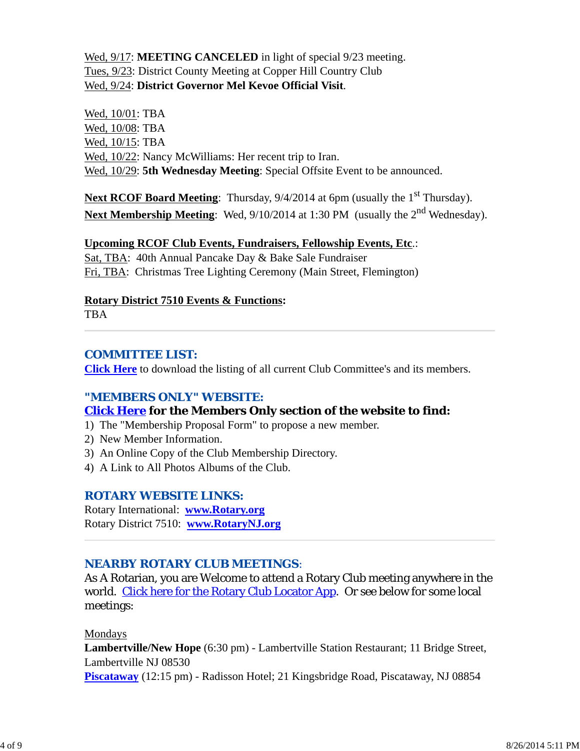Wed, 9/17: **MEETING CANCELED** in light of special 9/23 meeting.
Tues, 9/23: District County Meeting at Copper Hill Country Club
Wed, 9/24: **District Governor Mel Kevoe Official Visit**.

Wed, 10/01: TBA
Wed, 10/08: TBA
Wed, 10/15: TBA
Wed, 10/22: Nancy McWilliams: Her recent trip to Iran.
Wed, 10/29: **5th Wednesday Meeting**: Special Offsite Event to be announced.

**Next RCOF Board Meeting**: Thursday, 9/4/2014 at 6pm (usually the 1st Thursday).
**Next Membership Meeting**: Wed, 9/10/2014 at 1:30 PM (usually the 2nd Wednesday).

**Upcoming RCOF Club Events, Fundraisers, Fellowship Events, Etc**.:
Sat, TBA: 40th Annual Pancake Day & Bake Sale Fundraiser
Fri, TBA: Christmas Tree Lighting Ceremony (Main Street, Flemington)

**Rotary District 7510 Events & Functions:**
TBA

---

## COMMITTEE LIST:

**Click Here** to download the listing of all current Club Committee's and its members.

## "MEMBERS ONLY" WEBSITE:

**Click Here for the Members Only section of the website to find:**

1) The "Membership Proposal Form" to propose a new member.
2) New Member Information.
3) An Online Copy of the Club Membership Directory.
4) A Link to All Photos Albums of the Club.

## ROTARY WEBSITE LINKS:

Rotary International: **www.Rotary.org**
Rotary District 7510: **www.RotaryNJ.org**

---

## NEARBY ROTARY CLUB MEETINGS:

As A Rotarian, you are Welcome to attend a Rotary Club meeting anywhere in the world. Click here for the Rotary Club Locator App. Or see below for some local meetings:

Mondays
**Lambertville/New Hope** (6:30 pm) - Lambertville Station Restaurant; 11 Bridge Street, Lambertville NJ 08530
**Piscataway** (12:15 pm) - Radisson Hotel; 21 Kingsbridge Road, Piscataway, NJ 08854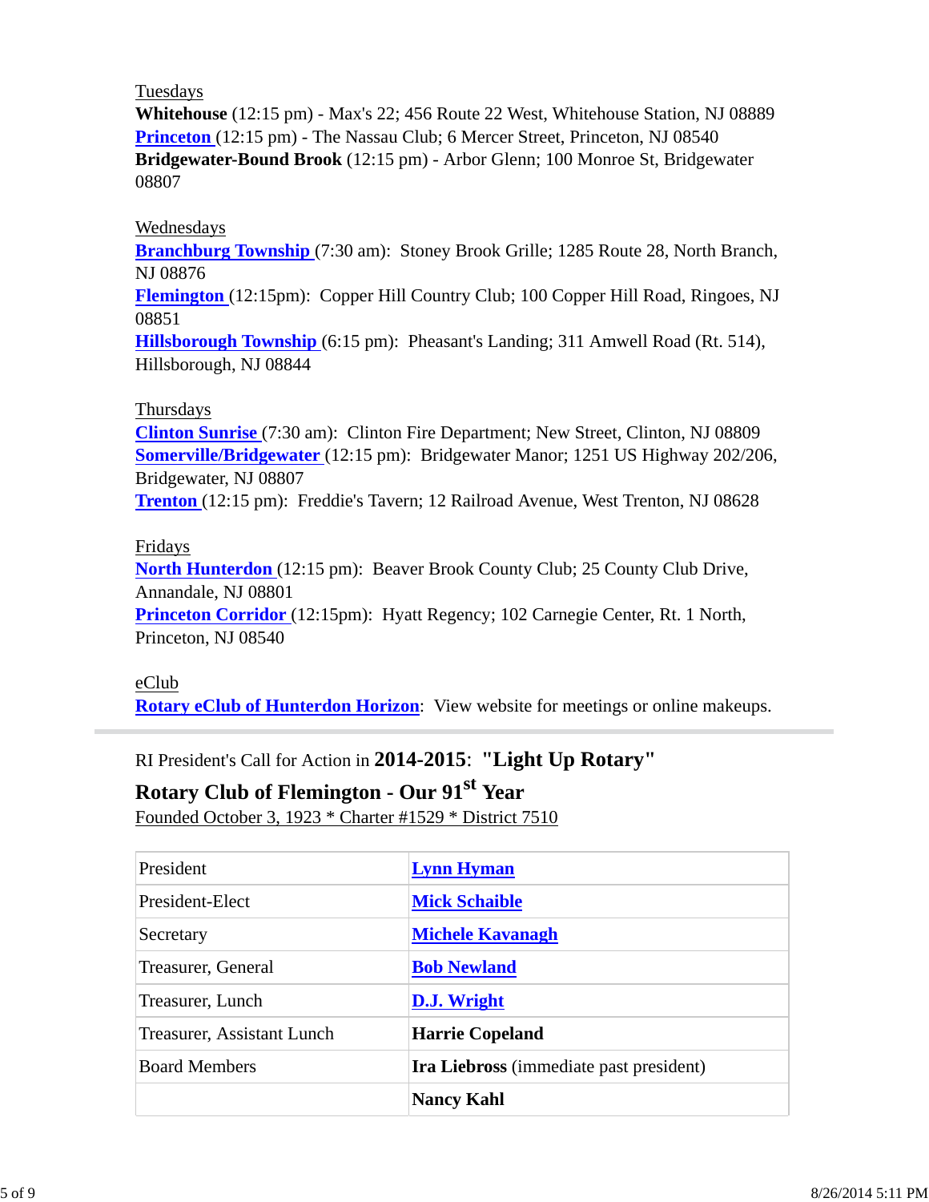Tuesdays
**Whitehouse** (12:15 pm) - Max's 22; 456 Route 22 West, Whitehouse Station, NJ 08889
**Princeton** (12:15 pm) - The Nassau Club; 6 Mercer Street, Princeton, NJ 08540
**Bridgewater-Bound Brook** (12:15 pm) - Arbor Glenn; 100 Monroe St, Bridgewater 08807

Wednesdays
**Branchburg Township** (7:30 am): Stoney Brook Grille; 1285 Route 28, North Branch, NJ 08876
**Flemington** (12:15pm): Copper Hill Country Club; 100 Copper Hill Road, Ringoes, NJ 08851
**Hillsborough Township** (6:15 pm): Pheasant's Landing; 311 Amwell Road (Rt. 514), Hillsborough, NJ 08844

Thursdays
**Clinton Sunrise** (7:30 am): Clinton Fire Department; New Street, Clinton, NJ 08809
**Somerville/Bridgewater** (12:15 pm): Bridgewater Manor; 1251 US Highway 202/206, Bridgewater, NJ 08807
**Trenton** (12:15 pm): Freddie's Tavern; 12 Railroad Avenue, West Trenton, NJ 08628

Fridays
**North Hunterdon** (12:15 pm): Beaver Brook County Club; 25 County Club Drive, Annandale, NJ 08801
**Princeton Corridor** (12:15pm): Hyatt Regency; 102 Carnegie Center, Rt. 1 North, Princeton, NJ 08540

eClub
**Rotary eClub of Hunterdon Horizon**: View website for meetings or online makeups.

---

RI President's Call for Action in **2014-2015**: **"Light Up Rotary"**

**Rotary Club of Flemington - Our 91st Year**

Founded October 3, 1923 * Charter #1529 * District 7510

| | |
|---|---|
| President | **Lynn Hyman** |
| President-Elect | **Mick Schaible** |
| Secretary | **Michele Kavanagh** |
| Treasurer, General | **Bob Newland** |
| Treasurer, Lunch | **D.J. Wright** |
| Treasurer, Assistant Lunch | **Harrie Copeland** |
| Board Members | **Ira Liebross** (immediate past president) |
| | **Nancy Kahl** |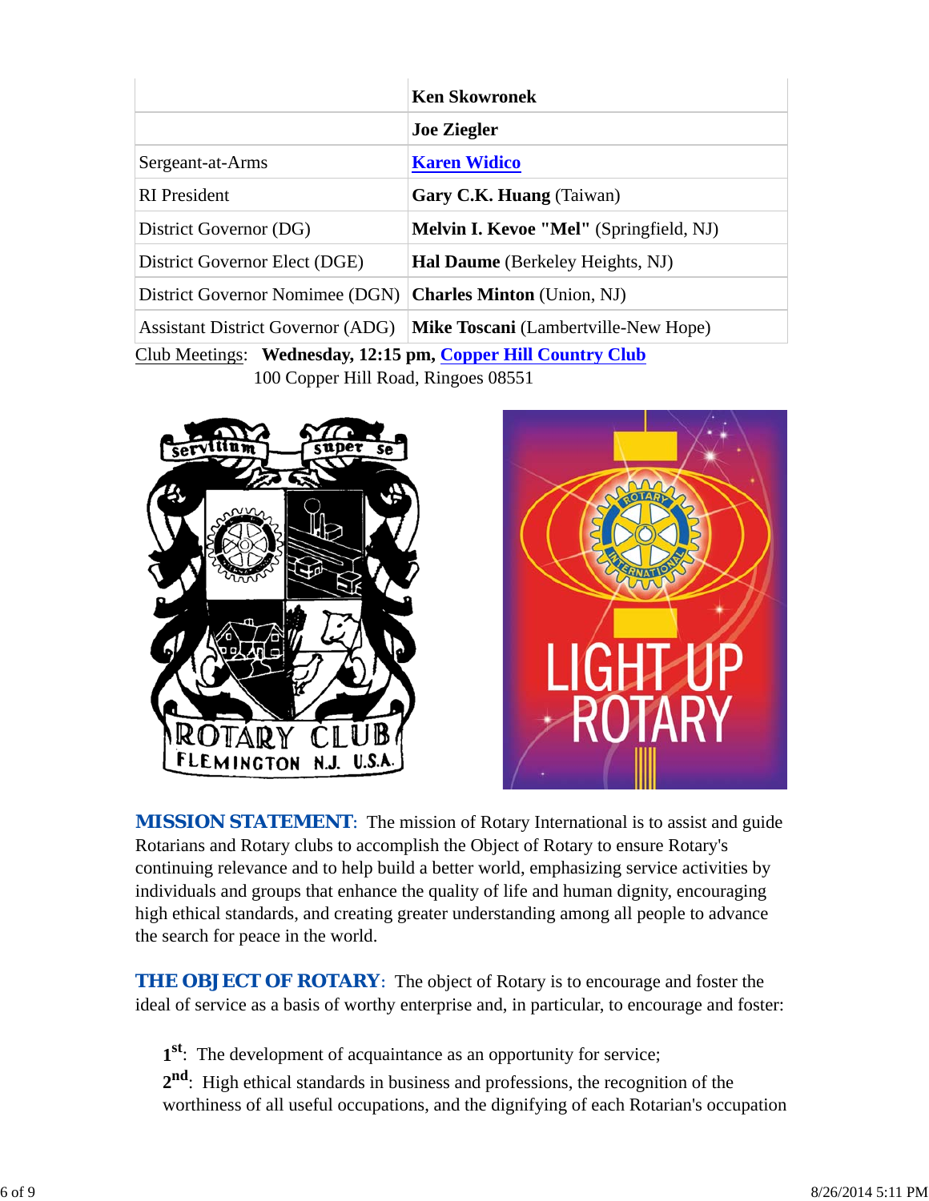| | |
|---|---|
| | **Ken Skowronek** |
| | **Joe Ziegler** |
| Sergeant-at-Arms | **Karen Widico** |
| RI President | **Gary C.K. Huang** (Taiwan) |
| District Governor (DG) | **Melvin I. Kevoe "Mel"** (Springfield, NJ) |
| District Governor Elect (DGE) | **Hal Daume** (Berkeley Heights, NJ) |
| District Governor Nomimee (DGN) | **Charles Minton** (Union, NJ) |
| Assistant District Governor (ADG) | **Mike Toscani** (Lambertville-New Hope) |

Club Meetings: **Wednesday, 12:15 pm, Copper Hill Country Club**
100 Copper Hill Road, Ringoes 08551

**MISSION STATEMENT**: The mission of Rotary International is to assist and guide Rotarians and Rotary clubs to accomplish the Object of Rotary to ensure Rotary's continuing relevance and to help build a better world, emphasizing service activities by individuals and groups that enhance the quality of life and human dignity, encouraging high ethical standards, and creating greater understanding among all people to advance the search for peace in the world.

**THE OBJECT OF ROTARY**: The object of Rotary is to encourage and foster the ideal of service as a basis of worthy enterprise and, in particular, to encourage and foster:

**1st**: The development of acquaintance as an opportunity for service;

**2nd**: High ethical standards in business and professions, the recognition of the worthiness of all useful occupations, and the dignifying of each Rotarian's occupation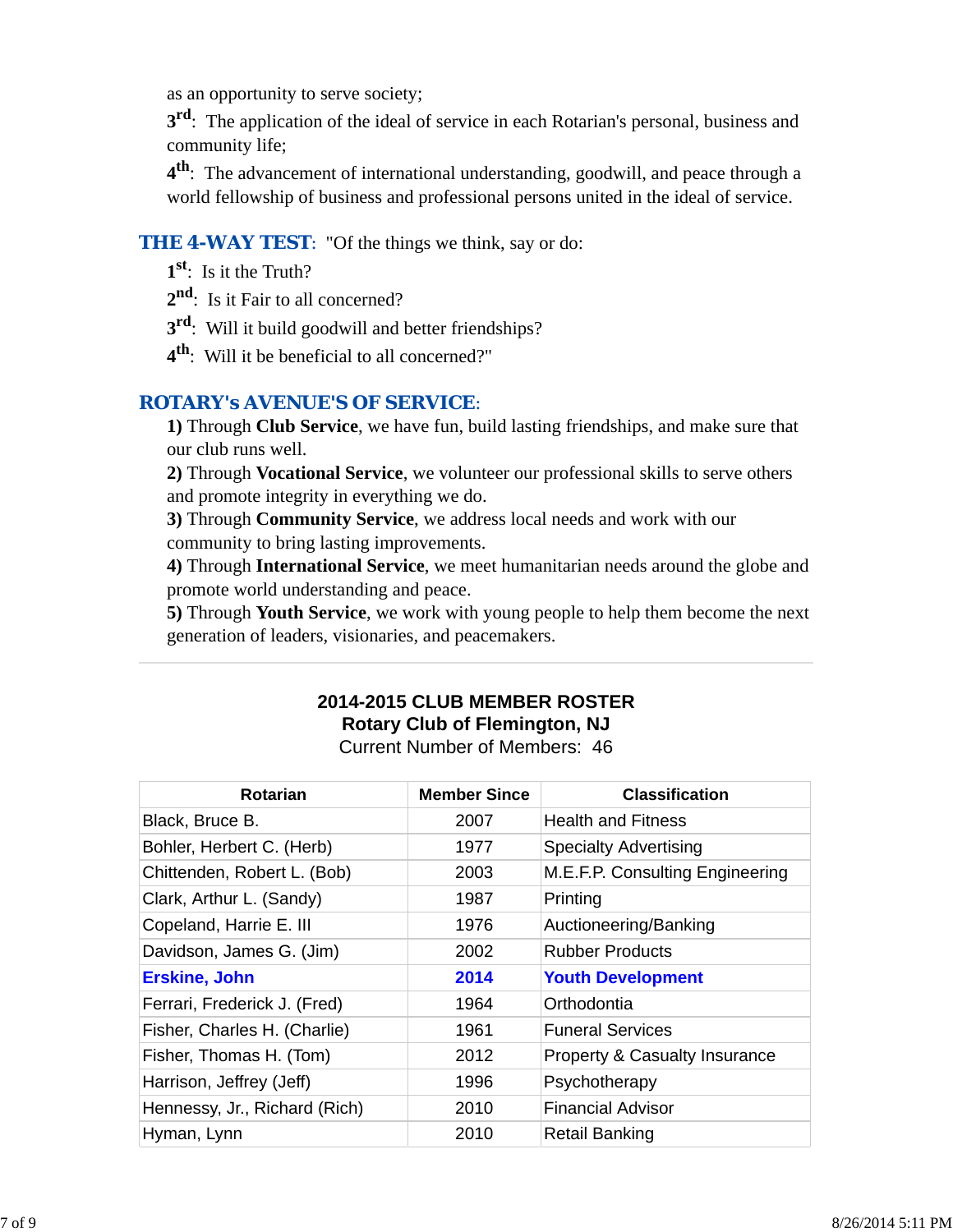as an opportunity to serve society;

**3rd**: The application of the ideal of service in each Rotarian's personal, business and community life;

**4th**: The advancement of international understanding, goodwill, and peace through a world fellowship of business and professional persons united in the ideal of service.

**THE 4-WAY TEST**: "Of the things we think, say or do:

**1st**: Is it the Truth?

**2nd**: Is it Fair to all concerned?

**3rd**: Will it build goodwill and better friendships?

**4th**: Will it be beneficial to all concerned?"

**ROTARY's AVENUE'S OF SERVICE**:

**1)** Through **Club Service**, we have fun, build lasting friendships, and make sure that our club runs well.

**2)** Through **Vocational Service**, we volunteer our professional skills to serve others and promote integrity in everything we do.

**3)** Through **Community Service**, we address local needs and work with our community to bring lasting improvements.

**4)** Through **International Service**, we meet humanitarian needs around the globe and promote world understanding and peace.

**5)** Through **Youth Service**, we work with young people to help them become the next generation of leaders, visionaries, and peacemakers.

---

**2014-2015 CLUB MEMBER ROSTER**
**Rotary Club of Flemington, NJ**
Current Number of Members: 46

| Rotarian | Member Since | Classification |
|---|---|---|
| Black, Bruce B. | 2007 | Health and Fitness |
| Bohler, Herbert C. (Herb) | 1977 | Specialty Advertising |
| Chittenden, Robert L. (Bob) | 2003 | M.E.F.P. Consulting Engineering |
| Clark, Arthur L. (Sandy) | 1987 | Printing |
| Copeland, Harrie E. III | 1976 | Auctioneering/Banking |
| Davidson, James G. (Jim) | 2002 | Rubber Products |
| **Erskine, John** | **2014** | **Youth Development** |
| Ferrari, Frederick J. (Fred) | 1964 | Orthodontia |
| Fisher, Charles H. (Charlie) | 1961 | Funeral Services |
| Fisher, Thomas H. (Tom) | 2012 | Property & Casualty Insurance |
| Harrison, Jeffrey (Jeff) | 1996 | Psychotherapy |
| Hennessy, Jr., Richard (Rich) | 2010 | Financial Advisor |
| Hyman, Lynn | 2010 | Retail Banking |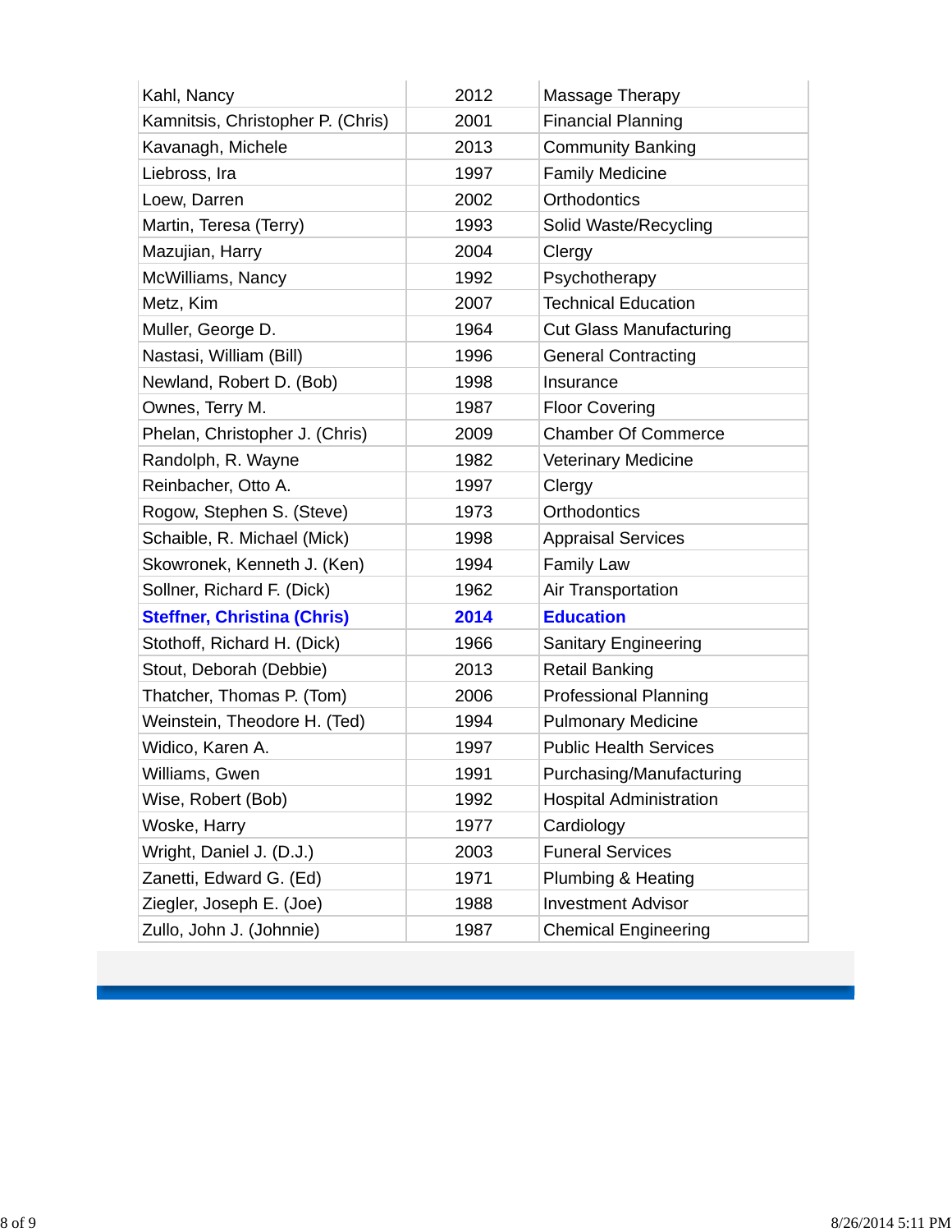| | | |
|---|---|---|
| Kahl, Nancy | 2012 | Massage Therapy |
| Kamnitsis, Christopher P. (Chris) | 2001 | Financial Planning |
| Kavanagh, Michele | 2013 | Community Banking |
| Liebross, Ira | 1997 | Family Medicine |
| Loew, Darren | 2002 | Orthodontics |
| Martin, Teresa (Terry) | 1993 | Solid Waste/Recycling |
| Mazujian, Harry | 2004 | Clergy |
| McWilliams, Nancy | 1992 | Psychotherapy |
| Metz, Kim | 2007 | Technical Education |
| Muller, George D. | 1964 | Cut Glass Manufacturing |
| Nastasi, William (Bill) | 1996 | General Contracting |
| Newland, Robert D. (Bob) | 1998 | Insurance |
| Ownes, Terry M. | 1987 | Floor Covering |
| Phelan, Christopher J. (Chris) | 2009 | Chamber Of Commerce |
| Randolph, R. Wayne | 1982 | Veterinary Medicine |
| Reinbacher, Otto A. | 1997 | Clergy |
| Rogow, Stephen S. (Steve) | 1973 | Orthodontics |
| Schaible, R. Michael (Mick) | 1998 | Appraisal Services |
| Skowronek, Kenneth J. (Ken) | 1994 | Family Law |
| Sollner, Richard F. (Dick) | 1962 | Air Transportation |
| **Steffner, Christina (Chris)** | **2014** | **Education** |
| Stothoff, Richard H. (Dick) | 1966 | Sanitary Engineering |
| Stout, Deborah (Debbie) | 2013 | Retail Banking |
| Thatcher, Thomas P. (Tom) | 2006 | Professional Planning |
| Weinstein, Theodore H. (Ted) | 1994 | Pulmonary Medicine |
| Widico, Karen A. | 1997 | Public Health Services |
| Williams, Gwen | 1991 | Purchasing/Manufacturing |
| Wise, Robert (Bob) | 1992 | Hospital Administration |
| Woske, Harry | 1977 | Cardiology |
| Wright, Daniel J. (D.J.) | 2003 | Funeral Services |
| Zanetti, Edward G. (Ed) | 1971 | Plumbing & Heating |
| Ziegler, Joseph E. (Joe) | 1988 | Investment Advisor |
| Zullo, John J. (Johnnie) | 1987 | Chemical Engineering |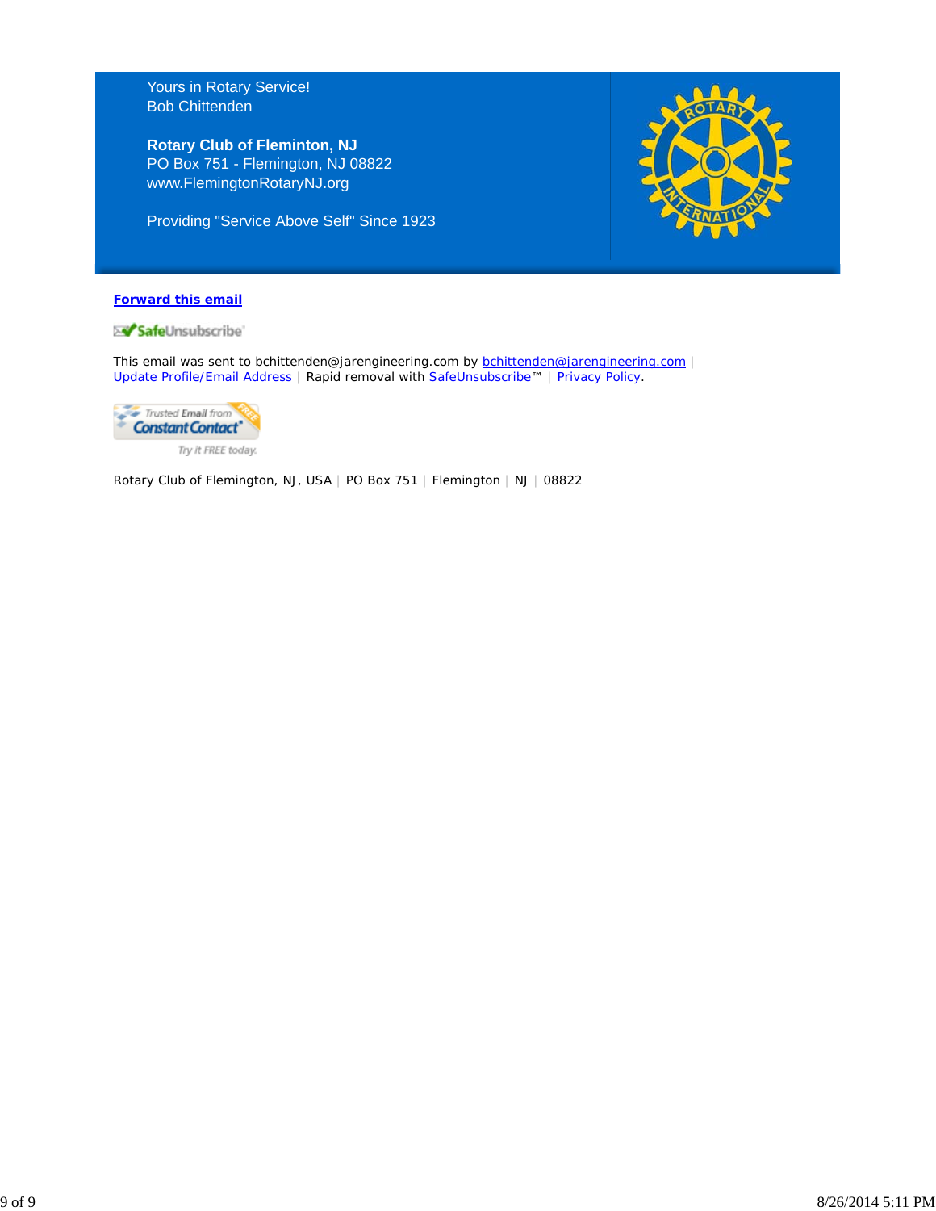Yours in Rotary Service!
Bob Chittenden

**Rotary Club of Fleminton, NJ**
PO Box 751 - Flemington, NJ 08822
www.FlemingtonRotaryNJ.org

Providing "Service Above Self" Since 1923

**Forward this email**

SafeUnsubscribe

This email was sent to bchittenden@jarengineering.com by bchittenden@jarengineering.com | Update Profile/Email Address | Rapid removal with SafeUnsubscribe™ | Privacy Policy.

Trusted Email from Constant Contact FREE
Try it FREE today.

Rotary Club of Flemington, NJ, USA | PO Box 751 | Flemington | NJ | 08822